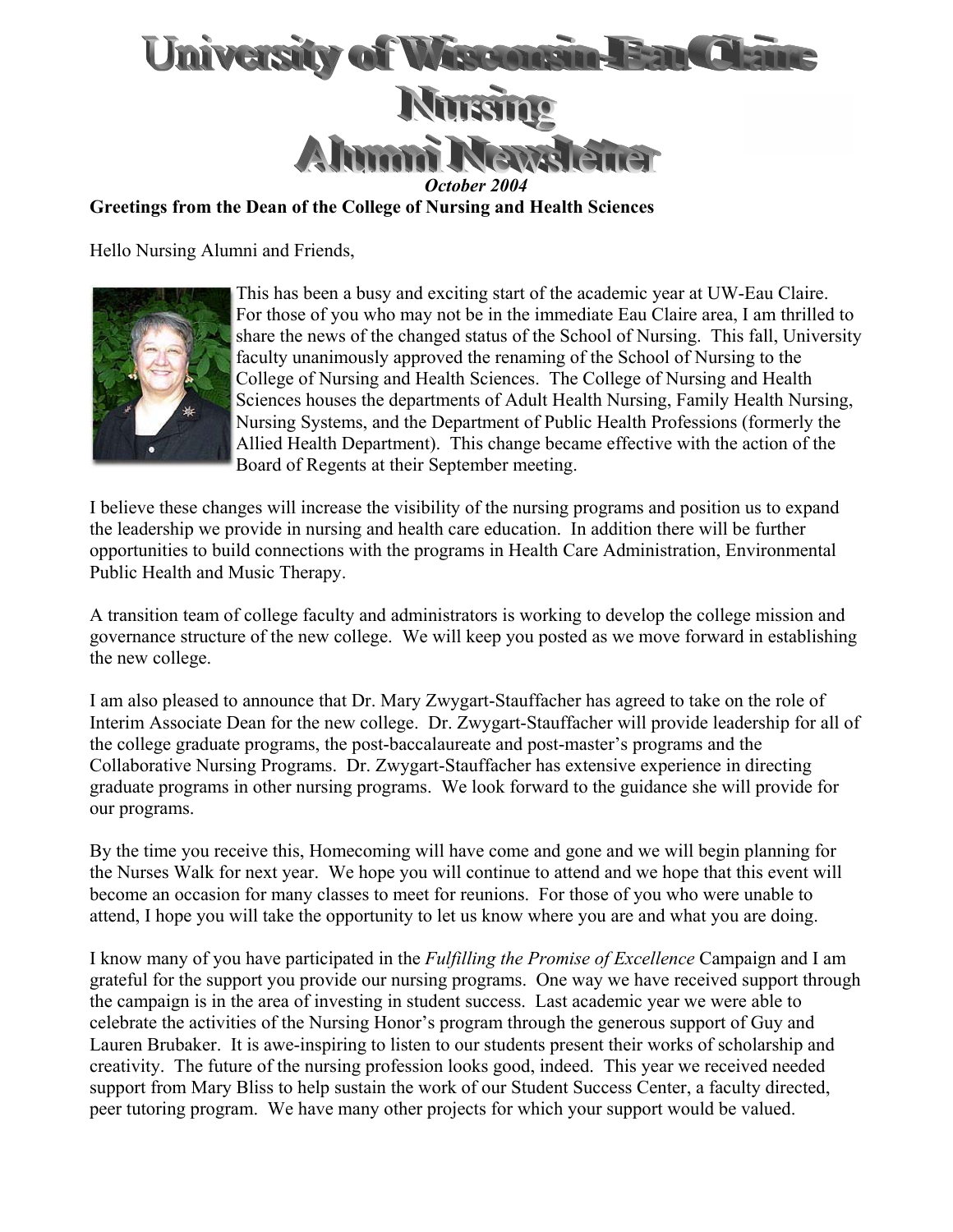# University of Wisconsin-Eau Claire Nursing Alumni Newsletter

*October 2004*

**Greetings from the Dean of the College of Nursing and Health Sciences**

Hello Nursing Alumni and Friends,

This has been a busy and exciting start of the academic year at UW-Eau Claire. For those of you who may not be in the immediate Eau Claire area, I am thrilled to share the news of the changed status of the School of Nursing. This fall, University faculty unanimously approved the renaming of the School of Nursing to the College of Nursing and Health Sciences. The College of Nursing and Health Sciences houses the departments of Adult Health Nursing, Family Health Nursing, Nursing Systems, and the Department of Public Health Professions (formerly the Allied Health Department). This change became effective with the action of the Board of Regents at their September meeting.

I believe these changes will increase the visibility of the nursing programs and position us to expand the leadership we provide in nursing and health care education. In addition there will be further opportunities to build connections with the programs in Health Care Administration, Environmental Public Health and Music Therapy.

A transition team of college faculty and administrators is working to develop the college mission and governance structure of the new college. We will keep you posted as we move forward in establishing the new college.

I am also pleased to announce that Dr. Mary Zwygart-Stauffacher has agreed to take on the role of Interim Associate Dean for the new college. Dr. Zwygart-Stauffacher will provide leadership for all of the college graduate programs, the post-baccalaureate and post-master's programs and the Collaborative Nursing Programs. Dr. Zwygart-Stauffacher has extensive experience in directing graduate programs in other nursing programs. We look forward to the guidance she will provide for our programs.

By the time you receive this, Homecoming will have come and gone and we will begin planning for the Nurses Walk for next year. We hope you will continue to attend and we hope that this event will become an occasion for many classes to meet for reunions. For those of you who were unable to attend, I hope you will take the opportunity to let us know where you are and what you are doing.

I know many of you have participated in the *Fulfilling the Promise of Excellence* Campaign and I am grateful for the support you provide our nursing programs. One way we have received support through the campaign is in the area of investing in student success. Last academic year we were able to celebrate the activities of the Nursing Honor's program through the generous support of Guy and Lauren Brubaker. It is awe-inspiring to listen to our students present their works of scholarship and creativity. The future of the nursing profession looks good, indeed. This year we received needed support from Mary Bliss to help sustain the work of our Student Success Center, a faculty directed, peer tutoring program. We have many other projects for which your support would be valued.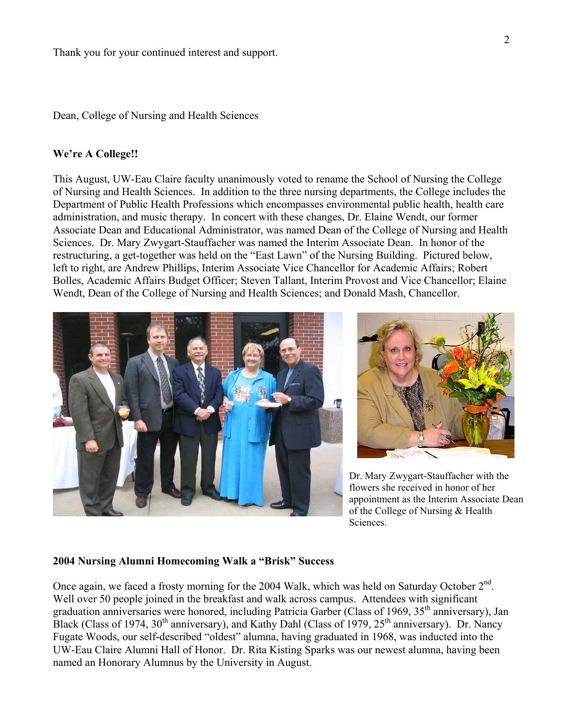Thank you for your continued interest and support.

Dean, College of Nursing and Health Sciences

**We're A College!!**

This August, UW-Eau Claire faculty unanimously voted to rename the School of Nursing the College of Nursing and Health Sciences. In addition to the three nursing departments, the College includes the Department of Public Health Professions which encompasses environmental public health, health care administration, and music therapy. In concert with these changes, Dr. Elaine Wendt, our former Associate Dean and Educational Administrator, was named Dean of the College of Nursing and Health Sciences. Dr. Mary Zwygart-Stauffacher was named the Interim Associate Dean. In honor of the restructuring, a get-together was held on the "East Lawn" of the Nursing Building. Pictured below, left to right, are Andrew Phillips, Interim Associate Vice Chancellor for Academic Affairs; Robert Bolles, Academic Affairs Budget Officer; Steven Tallant, Interim Provost and Vice Chancellor; Elaine Wendt, Dean of the College of Nursing and Health Sciences; and Donald Mash, Chancellor.

Dr. Mary Zwygart-Stauffacher with the flowers she received in honor of her appointment as the Interim Associate Dean of the College of Nursing & Health Sciences.

**2004 Nursing Alumni Homecoming Walk a "Brisk" Success**

Once again, we faced a frosty morning for the 2004 Walk, which was held on Saturday October 2nd. Well over 50 people joined in the breakfast and walk across campus. Attendees with significant graduation anniversaries were honored, including Patricia Garber (Class of 1969, 35th anniversary), Jan Black (Class of 1974, 30th anniversary), and Kathy Dahl (Class of 1979, 25th anniversary). Dr. Nancy Fugate Woods, our self-described "oldest" alumna, having graduated in 1968, was inducted into the UW-Eau Claire Alumni Hall of Honor. Dr. Rita Kisting Sparks was our newest alumna, having been named an Honorary Alumnus by the University in August.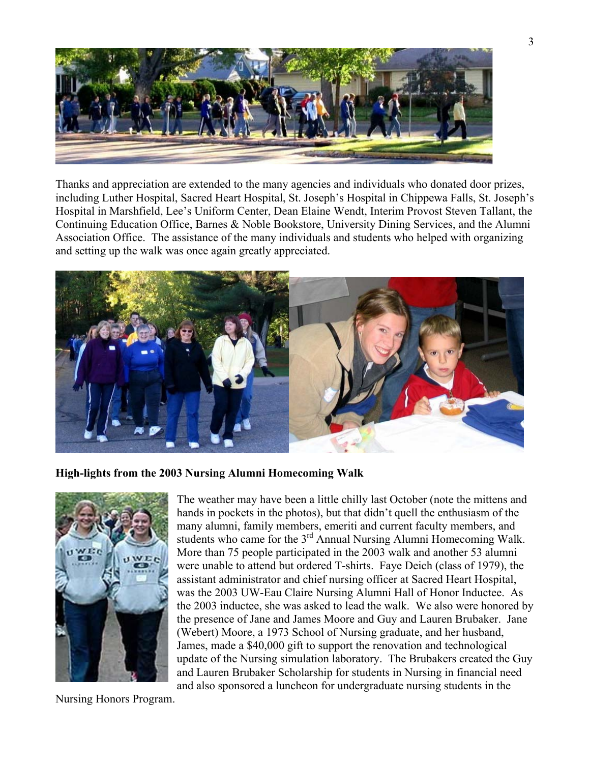Thanks and appreciation are extended to the many agencies and individuals who donated door prizes, including Luther Hospital, Sacred Heart Hospital, St. Joseph's Hospital in Chippewa Falls, St. Joseph's Hospital in Marshfield, Lee's Uniform Center, Dean Elaine Wendt, Interim Provost Steven Tallant, the Continuing Education Office, Barnes & Noble Bookstore, University Dining Services, and the Alumni Association Office. The assistance of the many individuals and students who helped with organizing and setting up the walk was once again greatly appreciated.

**High-lights from the 2003 Nursing Alumni Homecoming Walk**

The weather may have been a little chilly last October (note the mittens and hands in pockets in the photos), but that didn't quell the enthusiasm of the many alumni, family members, emeriti and current faculty members, and students who came for the 3rd Annual Nursing Alumni Homecoming Walk. More than 75 people participated in the 2003 walk and another 53 alumni were unable to attend but ordered T-shirts. Faye Deich (class of 1979), the assistant administrator and chief nursing officer at Sacred Heart Hospital, was the 2003 UW-Eau Claire Nursing Alumni Hall of Honor Inductee. As the 2003 inductee, she was asked to lead the walk. We also were honored by the presence of Jane and James Moore and Guy and Lauren Brubaker. Jane (Webert) Moore, a 1973 School of Nursing graduate, and her husband, James, made a $40,000 gift to support the renovation and technological update of the Nursing simulation laboratory. The Brubakers created the Guy and Lauren Brubaker Scholarship for students in Nursing in financial need and also sponsored a luncheon for undergraduate nursing students in the Nursing Honors Program.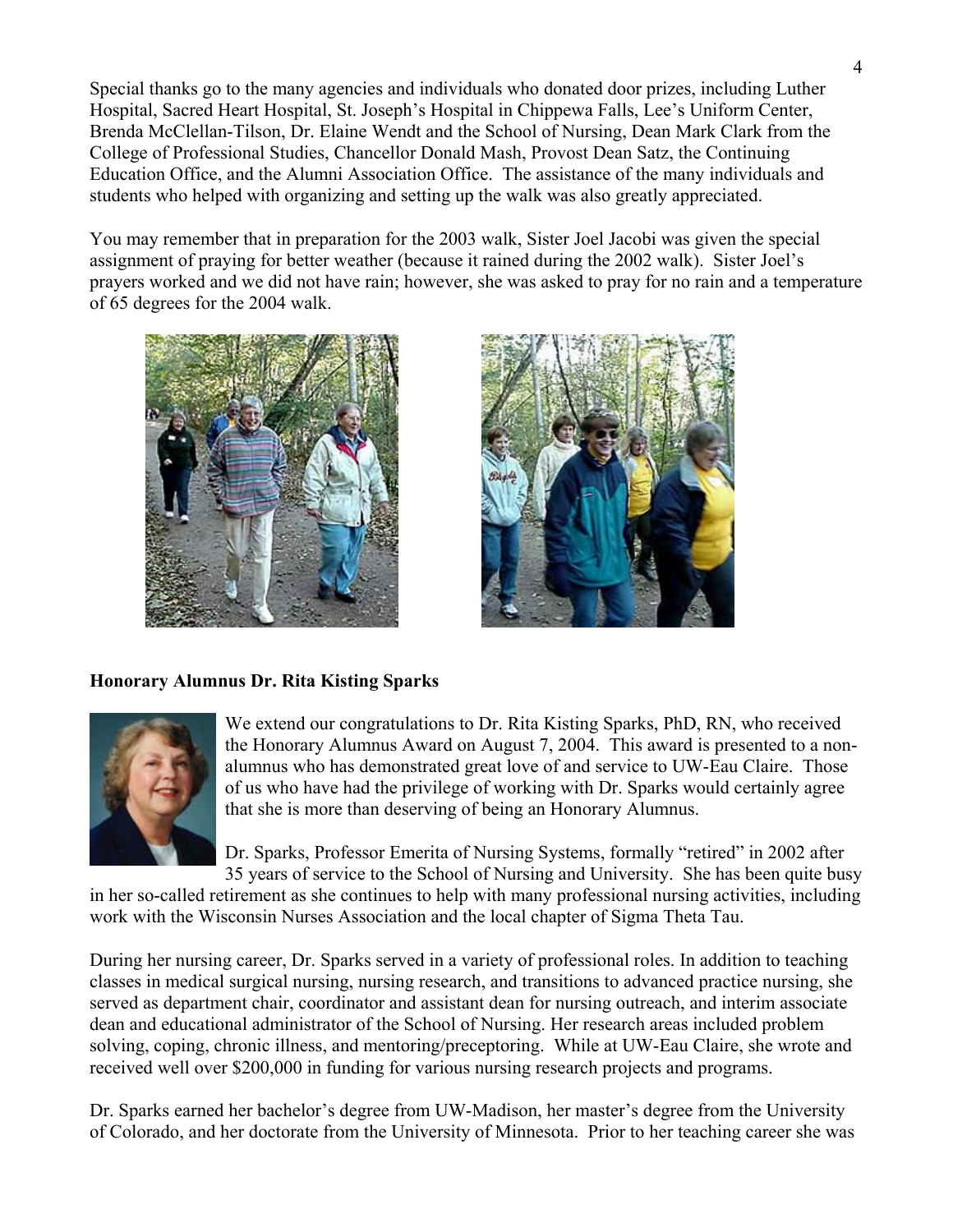Special thanks go to the many agencies and individuals who donated door prizes, including Luther Hospital, Sacred Heart Hospital, St. Joseph's Hospital in Chippewa Falls, Lee's Uniform Center, Brenda McClellan-Tilson, Dr. Elaine Wendt and the School of Nursing, Dean Mark Clark from the College of Professional Studies, Chancellor Donald Mash, Provost Dean Satz, the Continuing Education Office, and the Alumni Association Office. The assistance of the many individuals and students who helped with organizing and setting up the walk was also greatly appreciated.

You may remember that in preparation for the 2003 walk, Sister Joel Jacobi was given the special assignment of praying for better weather (because it rained during the 2002 walk). Sister Joel's prayers worked and we did not have rain; however, she was asked to pray for no rain and a temperature of 65 degrees for the 2004 walk.

**Honorary Alumnus Dr. Rita Kisting Sparks**

We extend our congratulations to Dr. Rita Kisting Sparks, PhD, RN, who received the Honorary Alumnus Award on August 7, 2004. This award is presented to a non-alumnus who has demonstrated great love of and service to UW-Eau Claire. Those of us who have had the privilege of working with Dr. Sparks would certainly agree that she is more than deserving of being an Honorary Alumnus.

Dr. Sparks, Professor Emerita of Nursing Systems, formally "retired" in 2002 after 35 years of service to the School of Nursing and University. She has been quite busy in her so-called retirement as she continues to help with many professional nursing activities, including work with the Wisconsin Nurses Association and the local chapter of Sigma Theta Tau.

During her nursing career, Dr. Sparks served in a variety of professional roles. In addition to teaching classes in medical surgical nursing, nursing research, and transitions to advanced practice nursing, she served as department chair, coordinator and assistant dean for nursing outreach, and interim associate dean and educational administrator of the School of Nursing. Her research areas included problem solving, coping, chronic illness, and mentoring/preceptoring. While at UW-Eau Claire, she wrote and received well over $200,000 in funding for various nursing research projects and programs.

Dr. Sparks earned her bachelor's degree from UW-Madison, her master's degree from the University of Colorado, and her doctorate from the University of Minnesota. Prior to her teaching career she was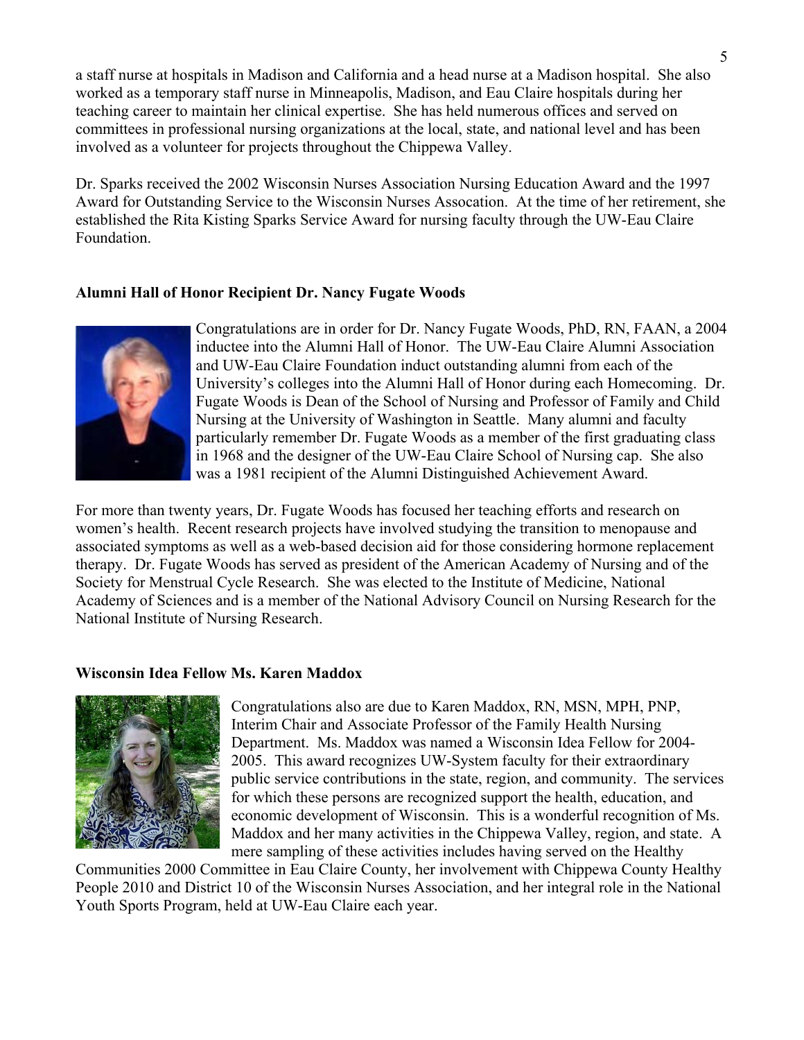a staff nurse at hospitals in Madison and California and a head nurse at a Madison hospital. She also worked as a temporary staff nurse in Minneapolis, Madison, and Eau Claire hospitals during her teaching career to maintain her clinical expertise. She has held numerous offices and served on committees in professional nursing organizations at the local, state, and national level and has been involved as a volunteer for projects throughout the Chippewa Valley.

Dr. Sparks received the 2002 Wisconsin Nurses Association Nursing Education Award and the 1997 Award for Outstanding Service to the Wisconsin Nurses Assocation. At the time of her retirement, she established the Rita Kisting Sparks Service Award for nursing faculty through the UW-Eau Claire Foundation.

**Alumni Hall of Honor Recipient Dr. Nancy Fugate Woods**

Congratulations are in order for Dr. Nancy Fugate Woods, PhD, RN, FAAN, a 2004 inductee into the Alumni Hall of Honor. The UW-Eau Claire Alumni Association and UW-Eau Claire Foundation induct outstanding alumni from each of the University's colleges into the Alumni Hall of Honor during each Homecoming. Dr. Fugate Woods is Dean of the School of Nursing and Professor of Family and Child Nursing at the University of Washington in Seattle. Many alumni and faculty particularly remember Dr. Fugate Woods as a member of the first graduating class in 1968 and the designer of the UW-Eau Claire School of Nursing cap. She also was a 1981 recipient of the Alumni Distinguished Achievement Award.

For more than twenty years, Dr. Fugate Woods has focused her teaching efforts and research on women's health. Recent research projects have involved studying the transition to menopause and associated symptoms as well as a web-based decision aid for those considering hormone replacement therapy. Dr. Fugate Woods has served as president of the American Academy of Nursing and of the Society for Menstrual Cycle Research. She was elected to the Institute of Medicine, National Academy of Sciences and is a member of the National Advisory Council on Nursing Research for the National Institute of Nursing Research.

**Wisconsin Idea Fellow Ms. Karen Maddox**

Congratulations also are due to Karen Maddox, RN, MSN, MPH, PNP, Interim Chair and Associate Professor of the Family Health Nursing Department. Ms. Maddox was named a Wisconsin Idea Fellow for 2004-2005. This award recognizes UW-System faculty for their extraordinary public service contributions in the state, region, and community. The services for which these persons are recognized support the health, education, and economic development of Wisconsin. This is a wonderful recognition of Ms. Maddox and her many activities in the Chippewa Valley, region, and state. A mere sampling of these activities includes having served on the Healthy Communities 2000 Committee in Eau Claire County, her involvement with Chippewa County Healthy People 2010 and District 10 of the Wisconsin Nurses Association, and her integral role in the National Youth Sports Program, held at UW-Eau Claire each year.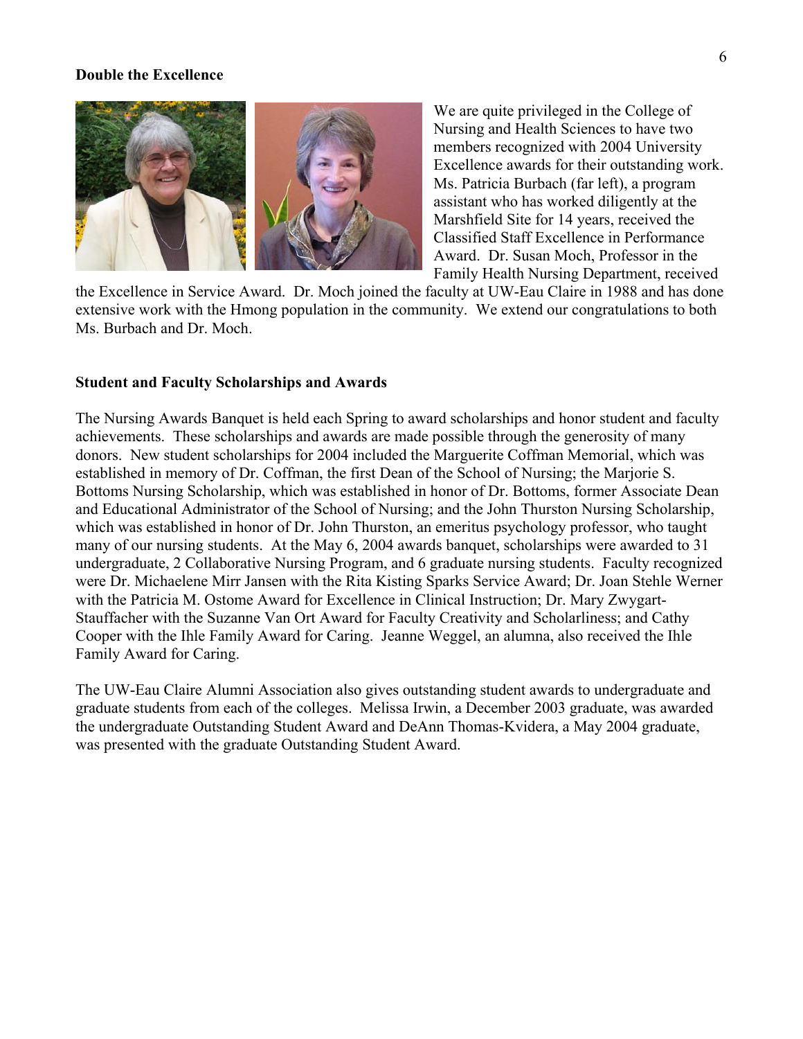**Double the Excellence**

We are quite privileged in the College of Nursing and Health Sciences to have two members recognized with 2004 University Excellence awards for their outstanding work. Ms. Patricia Burbach (far left), a program assistant who has worked diligently at the Marshfield Site for 14 years, received the Classified Staff Excellence in Performance Award. Dr. Susan Moch, Professor in the Family Health Nursing Department, received the Excellence in Service Award. Dr. Moch joined the faculty at UW-Eau Claire in 1988 and has done extensive work with the Hmong population in the community. We extend our congratulations to both Ms. Burbach and Dr. Moch.

**Student and Faculty Scholarships and Awards**

The Nursing Awards Banquet is held each Spring to award scholarships and honor student and faculty achievements. These scholarships and awards are made possible through the generosity of many donors. New student scholarships for 2004 included the Marguerite Coffman Memorial, which was established in memory of Dr. Coffman, the first Dean of the School of Nursing; the Marjorie S. Bottoms Nursing Scholarship, which was established in honor of Dr. Bottoms, former Associate Dean and Educational Administrator of the School of Nursing; and the John Thurston Nursing Scholarship, which was established in honor of Dr. John Thurston, an emeritus psychology professor, who taught many of our nursing students. At the May 6, 2004 awards banquet, scholarships were awarded to 31 undergraduate, 2 Collaborative Nursing Program, and 6 graduate nursing students. Faculty recognized were Dr. Michaelene Mirr Jansen with the Rita Kisting Sparks Service Award; Dr. Joan Stehle Werner with the Patricia M. Ostome Award for Excellence in Clinical Instruction; Dr. Mary Zwygart-Stauffacher with the Suzanne Van Ort Award for Faculty Creativity and Scholarliness; and Cathy Cooper with the Ihle Family Award for Caring. Jeanne Weggel, an alumna, also received the Ihle Family Award for Caring.

The UW-Eau Claire Alumni Association also gives outstanding student awards to undergraduate and graduate students from each of the colleges. Melissa Irwin, a December 2003 graduate, was awarded the undergraduate Outstanding Student Award and DeAnn Thomas-Kvidera, a May 2004 graduate, was presented with the graduate Outstanding Student Award.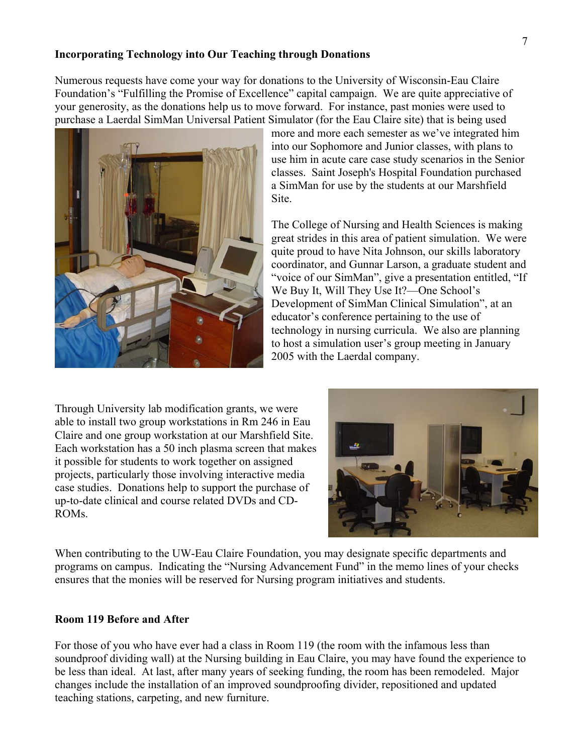## Incorporating Technology into Our Teaching through Donations

Numerous requests have come your way for donations to the University of Wisconsin-Eau Claire Foundation's "Fulfilling the Promise of Excellence" capital campaign. We are quite appreciative of your generosity, as the donations help us to move forward. For instance, past monies were used to purchase a Laerdal SimMan Universal Patient Simulator (for the Eau Claire site) that is being used more and more each semester as we've integrated him into our Sophomore and Junior classes, with plans to use him in acute care case study scenarios in the Senior classes. Saint Joseph's Hospital Foundation purchased a SimMan for use by the students at our Marshfield Site.

The College of Nursing and Health Sciences is making great strides in this area of patient simulation. We were quite proud to have Nita Johnson, our skills laboratory coordinator, and Gunnar Larson, a graduate student and "voice of our SimMan", give a presentation entitled, "If We Buy It, Will They Use It?—One School's Development of SimMan Clinical Simulation", at an educator's conference pertaining to the use of technology in nursing curricula. We also are planning to host a simulation user's group meeting in January 2005 with the Laerdal company.

Through University lab modification grants, we were able to install two group workstations in Rm 246 in Eau Claire and one group workstation at our Marshfield Site. Each workstation has a 50 inch plasma screen that makes it possible for students to work together on assigned projects, particularly those involving interactive media case studies. Donations help to support the purchase of up-to-date clinical and course related DVDs and CD-ROMs.

When contributing to the UW-Eau Claire Foundation, you may designate specific departments and programs on campus. Indicating the "Nursing Advancement Fund" in the memo lines of your checks ensures that the monies will be reserved for Nursing program initiatives and students.

## Room 119 Before and After

For those of you who have ever had a class in Room 119 (the room with the infamous less than soundproof dividing wall) at the Nursing building in Eau Claire, you may have found the experience to be less than ideal. At last, after many years of seeking funding, the room has been remodeled. Major changes include the installation of an improved soundproofing divider, repositioned and updated teaching stations, carpeting, and new furniture.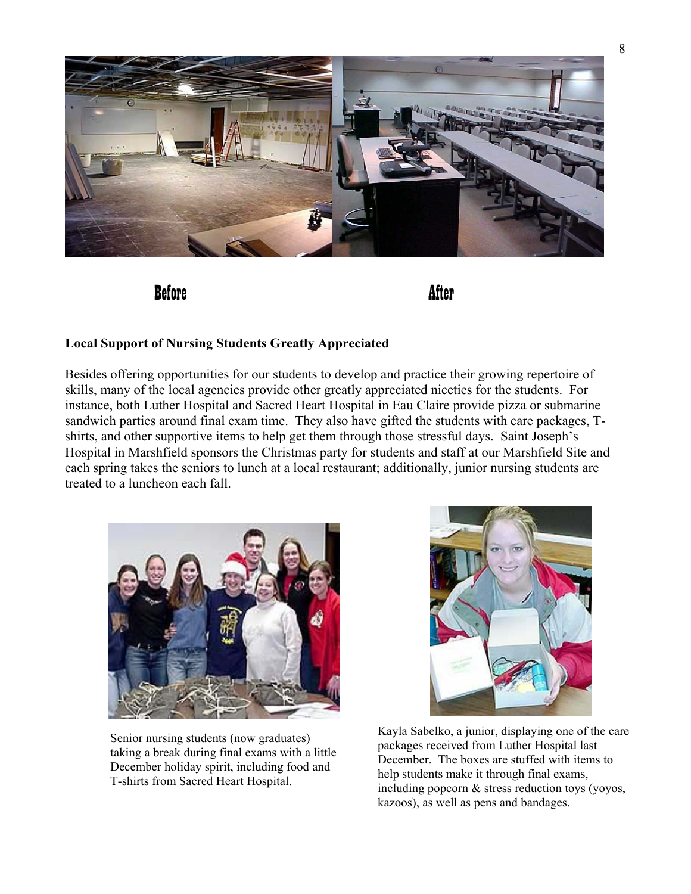Before After

**Local Support of Nursing Students Greatly Appreciated**

Besides offering opportunities for our students to develop and practice their growing repertoire of skills, many of the local agencies provide other greatly appreciated niceties for the students. For instance, both Luther Hospital and Sacred Heart Hospital in Eau Claire provide pizza or submarine sandwich parties around final exam time. They also have gifted the students with care packages, T-shirts, and other supportive items to help get them through those stressful days. Saint Joseph's Hospital in Marshfield sponsors the Christmas party for students and staff at our Marshfield Site and each spring takes the seniors to lunch at a local restaurant; additionally, junior nursing students are treated to a luncheon each fall.

Senior nursing students (now graduates) taking a break during final exams with a little December holiday spirit, including food and T-shirts from Sacred Heart Hospital.

Kayla Sabelko, a junior, displaying one of the care packages received from Luther Hospital last December. The boxes are stuffed with items to help students make it through final exams, including popcorn & stress reduction toys (yoyos, kazoos), as well as pens and bandages.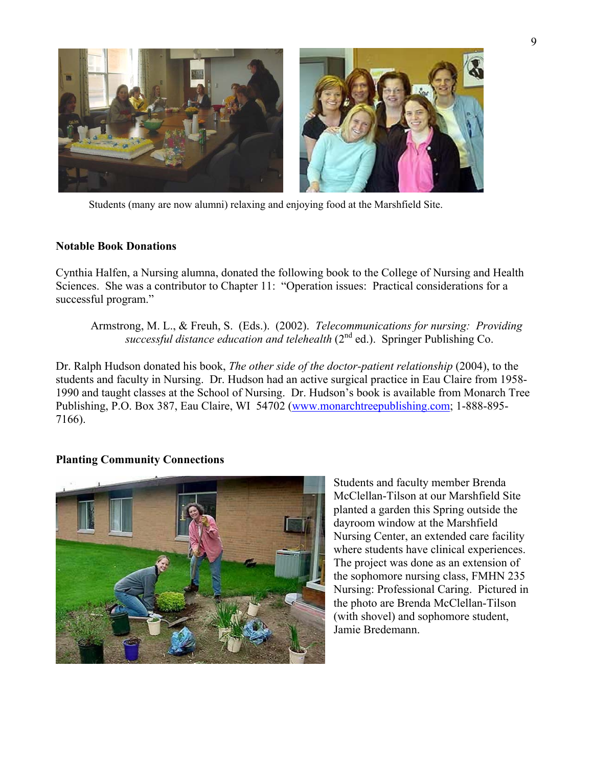Students (many are now alumni) relaxing and enjoying food at the Marshfield Site.

**Notable Book Donations**

Cynthia Halfen, a Nursing alumna, donated the following book to the College of Nursing and Health Sciences. She was a contributor to Chapter 11: "Operation issues: Practical considerations for a successful program."

> Armstrong, M. L., & Freuh, S. (Eds.). (2002). *Telecommunications for nursing: Providing successful distance education and telehealth* (2nd ed.). Springer Publishing Co.

Dr. Ralph Hudson donated his book, *The other side of the doctor-patient relationship* (2004), to the students and faculty in Nursing. Dr. Hudson had an active surgical practice in Eau Claire from 1958-1990 and taught classes at the School of Nursing. Dr. Hudson's book is available from Monarch Tree Publishing, P.O. Box 387, Eau Claire, WI 54702 (www.monarchtreepublishing.com; 1-888-895-7166).

**Planting Community Connections**

Students and faculty member Brenda McClellan-Tilson at our Marshfield Site planted a garden this Spring outside the dayroom window at the Marshfield Nursing Center, an extended care facility where students have clinical experiences. The project was done as an extension of the sophomore nursing class, FMHN 235 Nursing: Professional Caring. Pictured in the photo are Brenda McClellan-Tilson (with shovel) and sophomore student, Jamie Bredemann.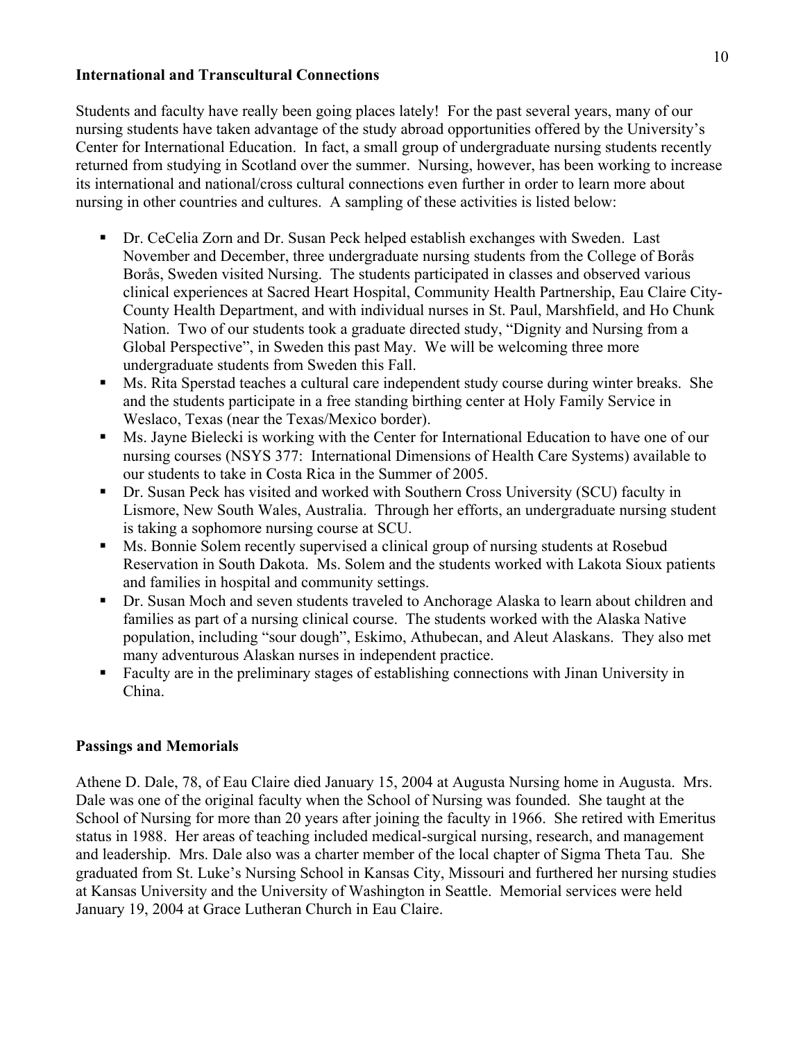**International and Transcultural Connections**

Students and faculty have really been going places lately! For the past several years, many of our nursing students have taken advantage of the study abroad opportunities offered by the University's Center for International Education. In fact, a small group of undergraduate nursing students recently returned from studying in Scotland over the summer. Nursing, however, has been working to increase its international and national/cross cultural connections even further in order to learn more about nursing in other countries and cultures. A sampling of these activities is listed below:

- Dr. CeCelia Zorn and Dr. Susan Peck helped establish exchanges with Sweden. Last November and December, three undergraduate nursing students from the College of Borås Borås, Sweden visited Nursing. The students participated in classes and observed various clinical experiences at Sacred Heart Hospital, Community Health Partnership, Eau Claire City-County Health Department, and with individual nurses in St. Paul, Marshfield, and Ho Chunk Nation. Two of our students took a graduate directed study, "Dignity and Nursing from a Global Perspective", in Sweden this past May. We will be welcoming three more undergraduate students from Sweden this Fall.
- Ms. Rita Sperstad teaches a cultural care independent study course during winter breaks. She and the students participate in a free standing birthing center at Holy Family Service in Weslaco, Texas (near the Texas/Mexico border).
- Ms. Jayne Bielecki is working with the Center for International Education to have one of our nursing courses (NSYS 377: International Dimensions of Health Care Systems) available to our students to take in Costa Rica in the Summer of 2005.
- Dr. Susan Peck has visited and worked with Southern Cross University (SCU) faculty in Lismore, New South Wales, Australia. Through her efforts, an undergraduate nursing student is taking a sophomore nursing course at SCU.
- Ms. Bonnie Solem recently supervised a clinical group of nursing students at Rosebud Reservation in South Dakota. Ms. Solem and the students worked with Lakota Sioux patients and families in hospital and community settings.
- Dr. Susan Moch and seven students traveled to Anchorage Alaska to learn about children and families as part of a nursing clinical course. The students worked with the Alaska Native population, including "sour dough", Eskimo, Athubecan, and Aleut Alaskans. They also met many adventurous Alaskan nurses in independent practice.
- Faculty are in the preliminary stages of establishing connections with Jinan University in China.

**Passings and Memorials**

Athene D. Dale, 78, of Eau Claire died January 15, 2004 at Augusta Nursing home in Augusta. Mrs. Dale was one of the original faculty when the School of Nursing was founded. She taught at the School of Nursing for more than 20 years after joining the faculty in 1966. She retired with Emeritus status in 1988. Her areas of teaching included medical-surgical nursing, research, and management and leadership. Mrs. Dale also was a charter member of the local chapter of Sigma Theta Tau. She graduated from St. Luke's Nursing School in Kansas City, Missouri and furthered her nursing studies at Kansas University and the University of Washington in Seattle. Memorial services were held January 19, 2004 at Grace Lutheran Church in Eau Claire.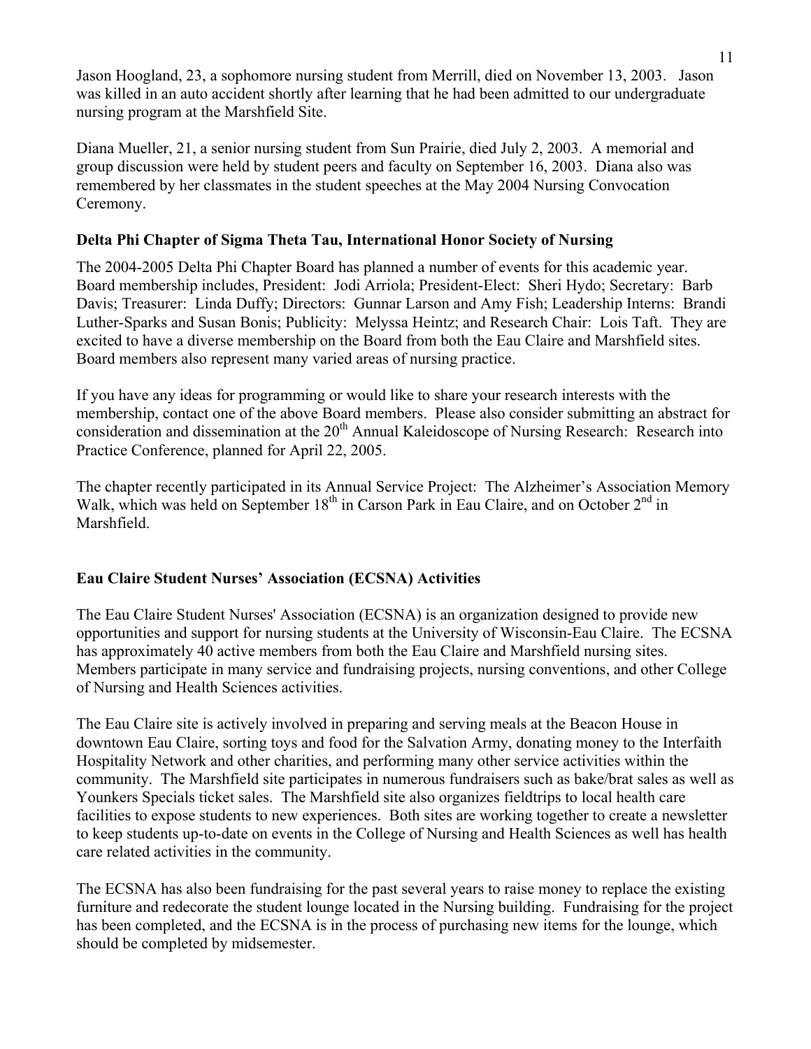Jason Hoogland, 23, a sophomore nursing student from Merrill, died on November 13, 2003. Jason was killed in an auto accident shortly after learning that he had been admitted to our undergraduate nursing program at the Marshfield Site.

Diana Mueller, 21, a senior nursing student from Sun Prairie, died July 2, 2003. A memorial and group discussion were held by student peers and faculty on September 16, 2003. Diana also was remembered by her classmates in the student speeches at the May 2004 Nursing Convocation Ceremony.

### Delta Phi Chapter of Sigma Theta Tau, International Honor Society of Nursing

The 2004-2005 Delta Phi Chapter Board has planned a number of events for this academic year. Board membership includes, President: Jodi Arriola; President-Elect: Sheri Hydo; Secretary: Barb Davis; Treasurer: Linda Duffy; Directors: Gunnar Larson and Amy Fish; Leadership Interns: Brandi Luther-Sparks and Susan Bonis; Publicity: Melyssa Heintz; and Research Chair: Lois Taft. They are excited to have a diverse membership on the Board from both the Eau Claire and Marshfield sites. Board members also represent many varied areas of nursing practice.

If you have any ideas for programming or would like to share your research interests with the membership, contact one of the above Board members. Please also consider submitting an abstract for consideration and dissemination at the 20th Annual Kaleidoscope of Nursing Research: Research into Practice Conference, planned for April 22, 2005.

The chapter recently participated in its Annual Service Project: The Alzheimer's Association Memory Walk, which was held on September 18th in Carson Park in Eau Claire, and on October 2nd in Marshfield.

### Eau Claire Student Nurses' Association (ECSNA) Activities

The Eau Claire Student Nurses' Association (ECSNA) is an organization designed to provide new opportunities and support for nursing students at the University of Wisconsin-Eau Claire. The ECSNA has approximately 40 active members from both the Eau Claire and Marshfield nursing sites. Members participate in many service and fundraising projects, nursing conventions, and other College of Nursing and Health Sciences activities.

The Eau Claire site is actively involved in preparing and serving meals at the Beacon House in downtown Eau Claire, sorting toys and food for the Salvation Army, donating money to the Interfaith Hospitality Network and other charities, and performing many other service activities within the community. The Marshfield site participates in numerous fundraisers such as bake/brat sales as well as Younkers Specials ticket sales. The Marshfield site also organizes fieldtrips to local health care facilities to expose students to new experiences. Both sites are working together to create a newsletter to keep students up-to-date on events in the College of Nursing and Health Sciences as well has health care related activities in the community.

The ECSNA has also been fundraising for the past several years to raise money to replace the existing furniture and redecorate the student lounge located in the Nursing building. Fundraising for the project has been completed, and the ECSNA is in the process of purchasing new items for the lounge, which should be completed by midsemester.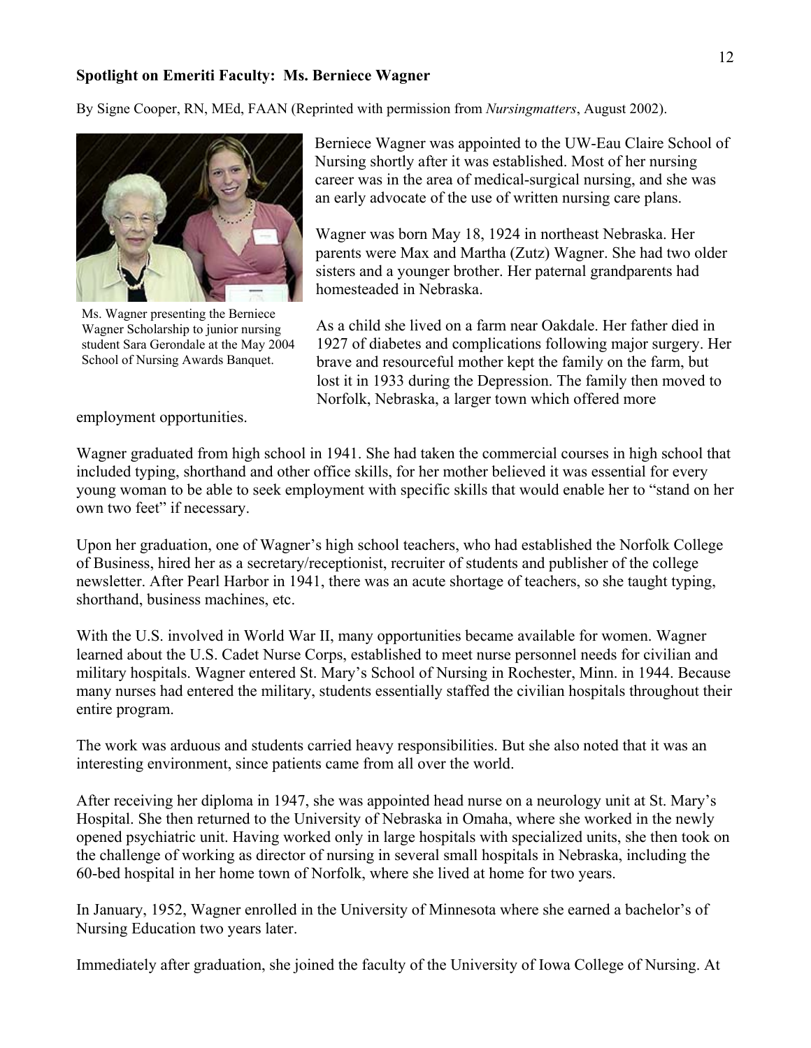**Spotlight on Emeriti Faculty: Ms. Berniece Wagner**

By Signe Cooper, RN, MEd, FAAN (Reprinted with permission from *Nursingmatters*, August 2002).

Ms. Wagner presenting the Berniece Wagner Scholarship to junior nursing student Sara Gerondale at the May 2004 School of Nursing Awards Banquet.

Berniece Wagner was appointed to the UW-Eau Claire School of Nursing shortly after it was established. Most of her nursing career was in the area of medical-surgical nursing, and she was an early advocate of the use of written nursing care plans.

Wagner was born May 18, 1924 in northeast Nebraska. Her parents were Max and Martha (Zutz) Wagner. She had two older sisters and a younger brother. Her paternal grandparents had homesteaded in Nebraska.

As a child she lived on a farm near Oakdale. Her father died in 1927 of diabetes and complications following major surgery. Her brave and resourceful mother kept the family on the farm, but lost it in 1933 during the Depression. The family then moved to Norfolk, Nebraska, a larger town which offered more employment opportunities.

Wagner graduated from high school in 1941. She had taken the commercial courses in high school that included typing, shorthand and other office skills, for her mother believed it was essential for every young woman to be able to seek employment with specific skills that would enable her to "stand on her own two feet" if necessary.

Upon her graduation, one of Wagner's high school teachers, who had established the Norfolk College of Business, hired her as a secretary/receptionist, recruiter of students and publisher of the college newsletter. After Pearl Harbor in 1941, there was an acute shortage of teachers, so she taught typing, shorthand, business machines, etc.

With the U.S. involved in World War II, many opportunities became available for women. Wagner learned about the U.S. Cadet Nurse Corps, established to meet nurse personnel needs for civilian and military hospitals. Wagner entered St. Mary's School of Nursing in Rochester, Minn. in 1944. Because many nurses had entered the military, students essentially staffed the civilian hospitals throughout their entire program.

The work was arduous and students carried heavy responsibilities. But she also noted that it was an interesting environment, since patients came from all over the world.

After receiving her diploma in 1947, she was appointed head nurse on a neurology unit at St. Mary's Hospital. She then returned to the University of Nebraska in Omaha, where she worked in the newly opened psychiatric unit. Having worked only in large hospitals with specialized units, she then took on the challenge of working as director of nursing in several small hospitals in Nebraska, including the 60-bed hospital in her home town of Norfolk, where she lived at home for two years.

In January, 1952, Wagner enrolled in the University of Minnesota where she earned a bachelor's of Nursing Education two years later.

Immediately after graduation, she joined the faculty of the University of Iowa College of Nursing. At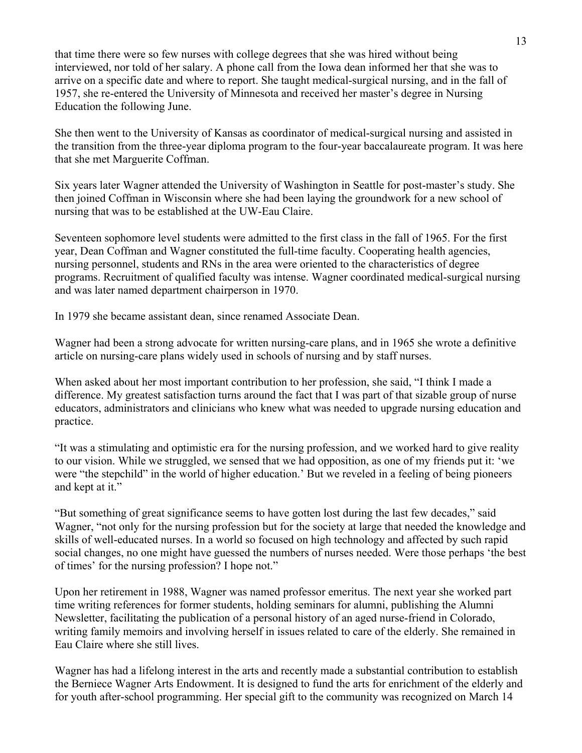that time there were so few nurses with college degrees that she was hired without being interviewed, nor told of her salary. A phone call from the Iowa dean informed her that she was to arrive on a specific date and where to report. She taught medical-surgical nursing, and in the fall of 1957, she re-entered the University of Minnesota and received her master's degree in Nursing Education the following June.

She then went to the University of Kansas as coordinator of medical-surgical nursing and assisted in the transition from the three-year diploma program to the four-year baccalaureate program. It was here that she met Marguerite Coffman.

Six years later Wagner attended the University of Washington in Seattle for post-master's study. She then joined Coffman in Wisconsin where she had been laying the groundwork for a new school of nursing that was to be established at the UW-Eau Claire.

Seventeen sophomore level students were admitted to the first class in the fall of 1965. For the first year, Dean Coffman and Wagner constituted the full-time faculty. Cooperating health agencies, nursing personnel, students and RNs in the area were oriented to the characteristics of degree programs. Recruitment of qualified faculty was intense. Wagner coordinated medical-surgical nursing and was later named department chairperson in 1970.

In 1979 she became assistant dean, since renamed Associate Dean.

Wagner had been a strong advocate for written nursing-care plans, and in 1965 she wrote a definitive article on nursing-care plans widely used in schools of nursing and by staff nurses.

When asked about her most important contribution to her profession, she said, "I think I made a difference. My greatest satisfaction turns around the fact that I was part of that sizable group of nurse educators, administrators and clinicians who knew what was needed to upgrade nursing education and practice.

"It was a stimulating and optimistic era for the nursing profession, and we worked hard to give reality to our vision. While we struggled, we sensed that we had opposition, as one of my friends put it: 'we were "the stepchild" in the world of higher education.' But we reveled in a feeling of being pioneers and kept at it."

"But something of great significance seems to have gotten lost during the last few decades," said Wagner, "not only for the nursing profession but for the society at large that needed the knowledge and skills of well-educated nurses. In a world so focused on high technology and affected by such rapid social changes, no one might have guessed the numbers of nurses needed. Were those perhaps 'the best of times' for the nursing profession? I hope not."

Upon her retirement in 1988, Wagner was named professor emeritus. The next year she worked part time writing references for former students, holding seminars for alumni, publishing the Alumni Newsletter, facilitating the publication of a personal history of an aged nurse-friend in Colorado, writing family memoirs and involving herself in issues related to care of the elderly. She remained in Eau Claire where she still lives.

Wagner has had a lifelong interest in the arts and recently made a substantial contribution to establish the Berniece Wagner Arts Endowment. It is designed to fund the arts for enrichment of the elderly and for youth after-school programming. Her special gift to the community was recognized on March 14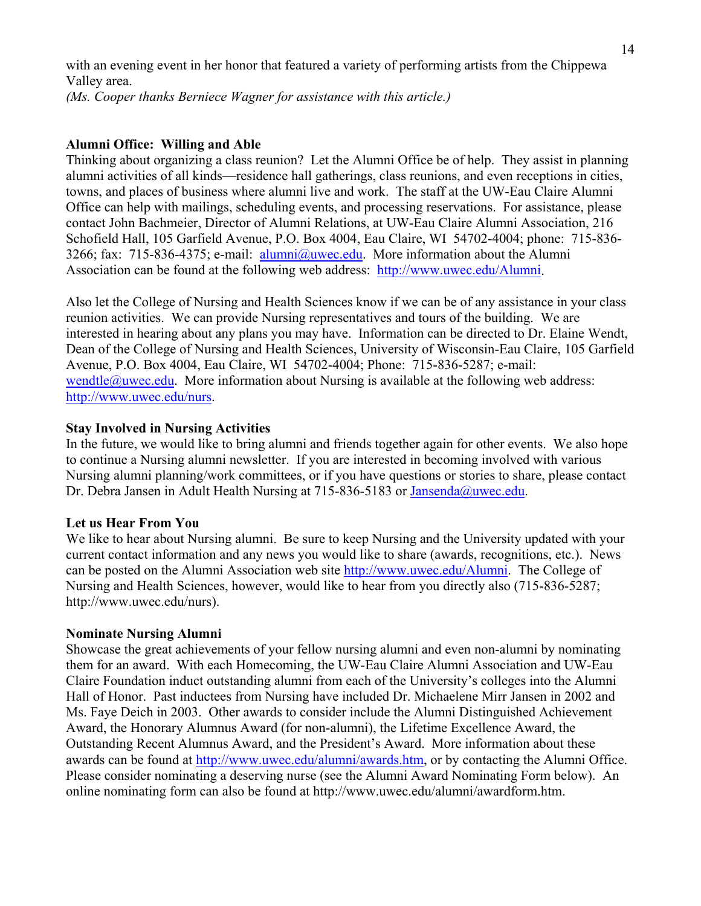with an evening event in her honor that featured a variety of performing artists from the Chippewa Valley area.

*(Ms. Cooper thanks Berniece Wagner for assistance with this article.)*

**Alumni Office: Willing and Able**

Thinking about organizing a class reunion? Let the Alumni Office be of help. They assist in planning alumni activities of all kinds—residence hall gatherings, class reunions, and even receptions in cities, towns, and places of business where alumni live and work. The staff at the UW-Eau Claire Alumni Office can help with mailings, scheduling events, and processing reservations. For assistance, please contact John Bachmeier, Director of Alumni Relations, at UW-Eau Claire Alumni Association, 216 Schofield Hall, 105 Garfield Avenue, P.O. Box 4004, Eau Claire, WI 54702-4004; phone: 715-836-3266; fax: 715-836-4375; e-mail: alumni@uwec.edu. More information about the Alumni Association can be found at the following web address: http://www.uwec.edu/Alumni.

Also let the College of Nursing and Health Sciences know if we can be of any assistance in your class reunion activities. We can provide Nursing representatives and tours of the building. We are interested in hearing about any plans you may have. Information can be directed to Dr. Elaine Wendt, Dean of the College of Nursing and Health Sciences, University of Wisconsin-Eau Claire, 105 Garfield Avenue, P.O. Box 4004, Eau Claire, WI 54702-4004; Phone: 715-836-5287; e-mail: wendtle@uwec.edu. More information about Nursing is available at the following web address: http://www.uwec.edu/nurs.

**Stay Involved in Nursing Activities**

In the future, we would like to bring alumni and friends together again for other events. We also hope to continue a Nursing alumni newsletter. If you are interested in becoming involved with various Nursing alumni planning/work committees, or if you have questions or stories to share, please contact Dr. Debra Jansen in Adult Health Nursing at 715-836-5183 or Jansenda@uwec.edu.

**Let us Hear From You**

We like to hear about Nursing alumni. Be sure to keep Nursing and the University updated with your current contact information and any news you would like to share (awards, recognitions, etc.). News can be posted on the Alumni Association web site http://www.uwec.edu/Alumni. The College of Nursing and Health Sciences, however, would like to hear from you directly also (715-836-5287; http://www.uwec.edu/nurs).

**Nominate Nursing Alumni**

Showcase the great achievements of your fellow nursing alumni and even non-alumni by nominating them for an award. With each Homecoming, the UW-Eau Claire Alumni Association and UW-Eau Claire Foundation induct outstanding alumni from each of the University's colleges into the Alumni Hall of Honor. Past inductees from Nursing have included Dr. Michaelene Mirr Jansen in 2002 and Ms. Faye Deich in 2003. Other awards to consider include the Alumni Distinguished Achievement Award, the Honorary Alumnus Award (for non-alumni), the Lifetime Excellence Award, the Outstanding Recent Alumnus Award, and the President's Award. More information about these awards can be found at http://www.uwec.edu/alumni/awards.htm, or by contacting the Alumni Office. Please consider nominating a deserving nurse (see the Alumni Award Nominating Form below). An online nominating form can also be found at http://www.uwec.edu/alumni/awardform.htm.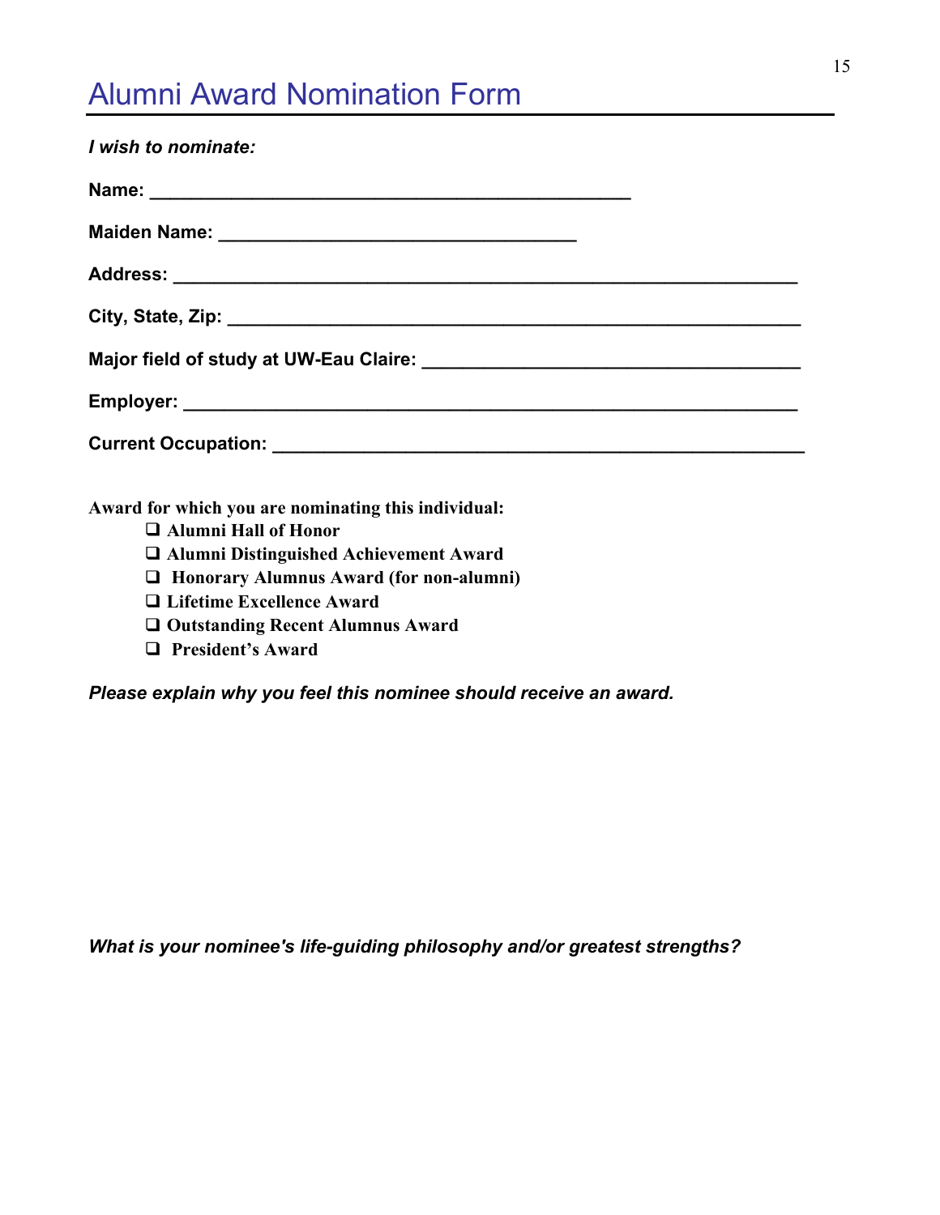# Alumni Award Nomination Form

***I wish to nominate:***

**Name:** ______________________________________________

**Maiden Name:** __________________________________

**Address:** ____________________________________________________________

**City, State, Zip:** _______________________________________________________

**Major field of study at UW-Eau Claire:** ____________________________________

**Employer:** ___________________________________________________________

**Current Occupation:** ___________________________________________________

**Award for which you are nominating this individual:**

- ❑ **Alumni Hall of Honor**
- ❑ **Alumni Distinguished Achievement Award**
- ❑ **Honorary Alumnus Award (for non-alumni)**
- ❑ **Lifetime Excellence Award**
- ❑ **Outstanding Recent Alumnus Award**
- ❑ **President's Award**

***Please explain why you feel this nominee should receive an award.***

***What is your nominee's life-guiding philosophy and/or greatest strengths?***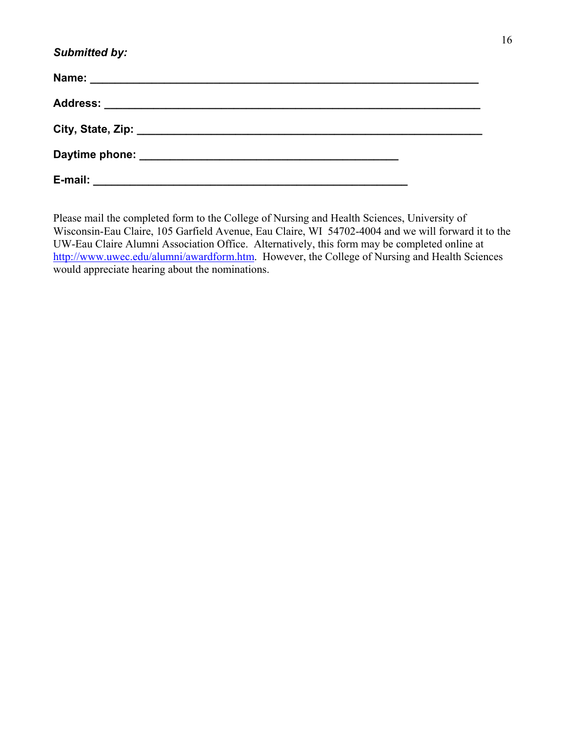***Submitted by:***

**Name:** ___________________________________________________________

**Address:** _________________________________________________________

**City, State, Zip:** ___________________________________________________

**Daytime phone:** ________________________________________

**E-mail:** __________________________________________________

Please mail the completed form to the College of Nursing and Health Sciences, University of Wisconsin-Eau Claire, 105 Garfield Avenue, Eau Claire, WI 54702-4004 and we will forward it to the UW-Eau Claire Alumni Association Office. Alternatively, this form may be completed online at http://www.uwec.edu/alumni/awardform.htm. However, the College of Nursing and Health Sciences would appreciate hearing about the nominations.